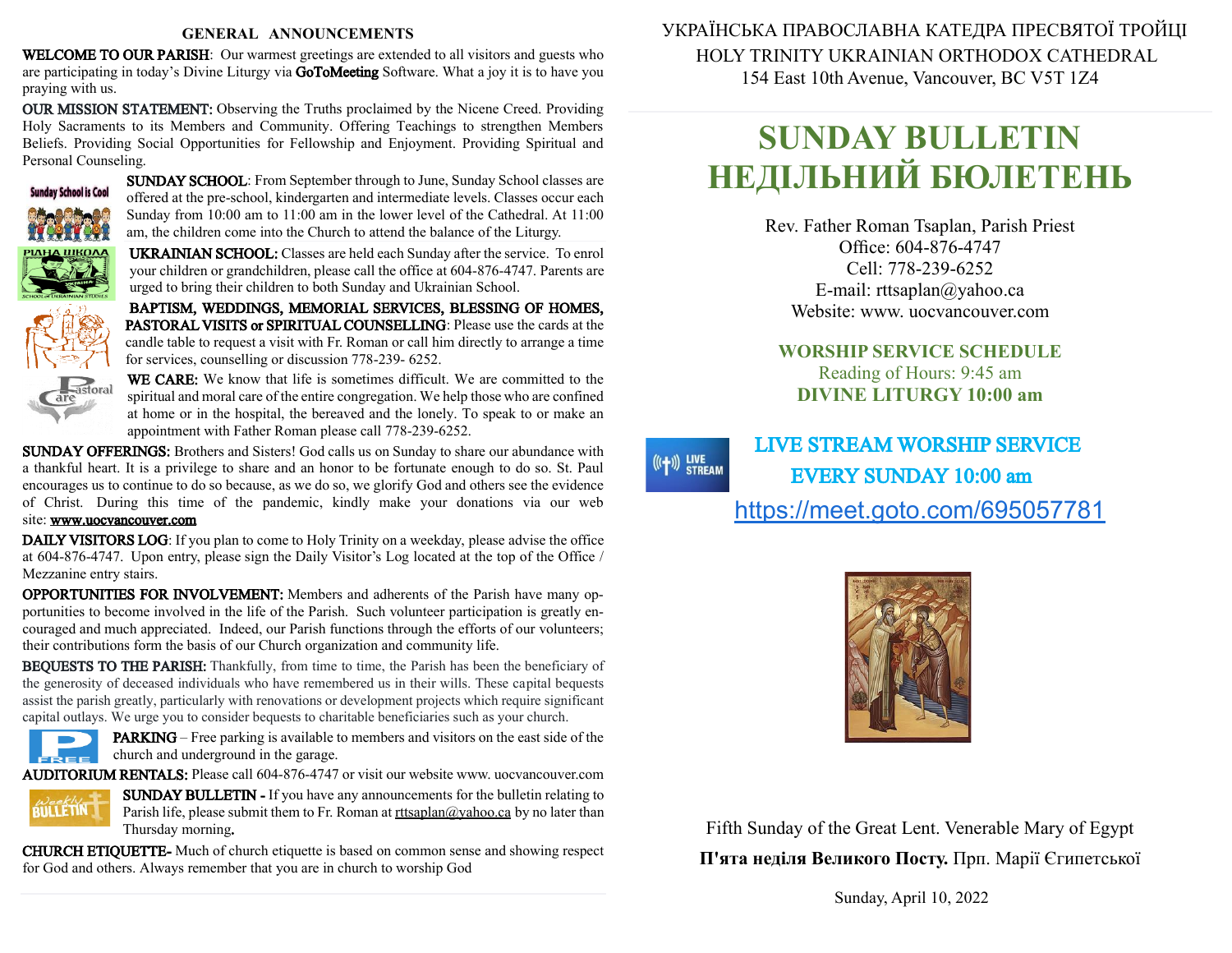## GENERAL ANNOUNCEMENTS

**WELCOME TO OUR PARISH**: Our warmest greetings are extended to all visitors and guests who are participating in today's Divine Liturgy via **GoToMeeting** Software. What a joy it is to have you praying with us.

**OUR MISSION STATEMENT:** Observing the Truths proclaimed by the Nicene Creed. Providing Holy Sacraments to its Members and Community. Offering Teachings to strengthen Members Beliefs. Providing Social Opportunities for Fellowship and Enjoyment. Providing Spiritual and Personal Counseling.

**SUNDAY SCHOOL**: From September through to June, Sunday School classes are offered at the pre-school, kindergarten and intermediate levels. Classes occur each Sunday from 10:00 am to 11:00 am in the lower level of the Cathedral. At 11:00 am, the children come into the Church to attend the balance of the Liturgy.

**UKRAINIAN SCHOOL:** Classes are held each Sunday after the service. To enrol your children or grandchildren, please call the office at 604-876-4747. Parents are urged to bring their children to both Sunday and Ukrainian School.

**BAPTISM, WEDDINGS, MEMORIAL SERVICES, BLESSING OF HOMES, PASTORAL VISITS or SPIRITUAL COUNSELLING**: Please use the cards at the candle table to request a visit with Fr. Roman or call him directly to arrange a time for services, counselling or discussion 778-239- 6252.

**WE CARE:** We know that life is sometimes difficult. We are committed to the spiritual and moral care of the entire congregation. We help those who are confined at home or in the hospital, the bereaved and the lonely. To speak to or make an appointment with Father Roman please call 778-239-6252.

**SUNDAY OFFERINGS:** Brothers and Sisters! God calls us on Sunday to share our abundance with a thankful heart. It is a privilege to share and an honor to be fortunate enough to do so. St. Paul encourages us to continue to do so because, as we do so, we glorify God and others see the evidence of Christ. During this time of the pandemic, kindly make your donations via our web site: www.uocvancouver.com

**DAILY VISITORS LOG**: If you plan to come to Holy Trinity on a weekday, please advise the office at 604-876-4747. Upon entry, please sign the Daily Visitor's Log located at the top of the Office / Mezzanine entry stairs.

**OPPORTUNITIES FOR INVOLVEMENT:** Members and adherents of the Parish have many opportunities to become involved in the life of the Parish. Such volunteer participation is greatly encouraged and much appreciated. Indeed, our Parish functions through the efforts of our volunteers; their contributions form the basis of our Church organization and community life.

**BEQUESTS TO THE PARISH:** Thankfully, from time to time, the Parish has been the beneficiary of the generosity of deceased individuals who have remembered us in their wills. These capital bequests assist the parish greatly, particularly with renovations or development projects which require significant capital outlays. We urge you to consider bequests to charitable beneficiaries such as your church.

**PARKING** – Free parking is available to members and visitors on the east side of the church and underground in the garage.

**AUDITORIUM RENTALS:** Please call 604-876-4747 or visit our website www. uocvancouver.com

**SUNDAY BULLETIN -** If you have any announcements for the bulletin relating to Parish life, please submit them to Fr. Roman at rttsaplan@yahoo.ca by no later than Thursday morning.

**CHURCH ETIQUETTE-** Much of church etiquette is based on common sense and showing respect for God and others. Always remember that you are in church to worship God

---

УКРАЇНСЬКА ПРАВОСЛАВНА КАТЕДРА ПРЕСВЯТОЇ ТРОЙЦІ
HOLY TRINITY UKRAINIAN ORTHODOX CATHEDRAL
154 East 10th Avenue, Vancouver, BC V5T 1Z4

# SUNDAY BULLETIN
# НЕДІЛЬНИЙ БЮЛЕТЕНЬ

Rev. Father Roman Tsaplan, Parish Priest
Office: 604-876-4747
Cell: 778-239-6252
E-mail: rttsaplan@yahoo.ca
Website: www. uocvancouver.com

**WORSHIP SERVICE SCHEDULE**
Reading of Hours: 9:45 am
**DIVINE LITURGY 10:00 am**

**LIVE STREAM WORSHIP SERVICE**
**EVERY SUNDAY 10:00 am**
https://meet.goto.com/695057781

Fifth Sunday of the Great Lent. Venerable Mary of Egypt
**П'ята неділя Великого Посту.** Прп. Марії Єгипетської

Sunday, April 10, 2022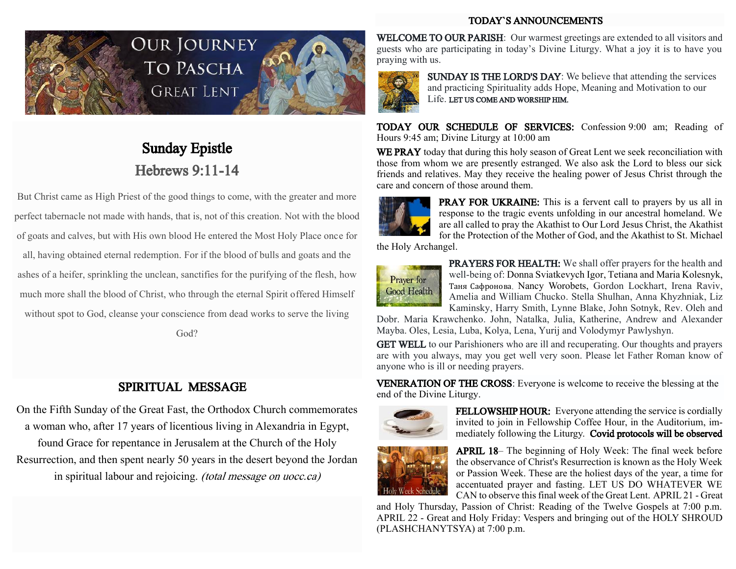# OUR JOURNEY TO PASCHA

## GREAT LENT

## Sunday Epistle

### Hebrews 9:11-14

But Christ came as High Priest of the good things to come, with the greater and more perfect tabernacle not made with hands, that is, not of this creation. Not with the blood of goats and calves, but with His own blood He entered the Most Holy Place once for all, having obtained eternal redemption. For if the blood of bulls and goats and the ashes of a heifer, sprinkling the unclean, sanctifies for the purifying of the flesh, how much more shall the blood of Christ, who through the eternal Spirit offered Himself without spot to God, cleanse your conscience from dead works to serve the living God?

## SPIRITUAL MESSAGE

On the Fifth Sunday of the Great Fast, the Orthodox Church commemorates a woman who, after 17 years of licentious living in Alexandria in Egypt, found Grace for repentance in Jerusalem at the Church of the Holy Resurrection, and then spent nearly 50 years in the desert beyond the Jordan in spiritual labour and rejoicing. *(total message on uocc.ca)*

## TODAY`S ANNOUNCEMENTS

**WELCOME TO OUR PARISH**: Our warmest greetings are extended to all visitors and guests who are participating in today's Divine Liturgy. What a joy it is to have you praying with us.

**SUNDAY IS THE LORD'S DAY**: We believe that attending the services and practicing Spirituality adds Hope, Meaning and Motivation to our Life. LET US COME AND WORSHIP HIM.

**TODAY OUR SCHEDULE OF SERVICES:** Confession 9:00 am; Reading of Hours 9:45 am; Divine Liturgy at 10:00 am

**WE PRAY** today that during this holy season of Great Lent we seek reconciliation with those from whom we are presently estranged. We also ask the Lord to bless our sick friends and relatives. May they receive the healing power of Jesus Christ through the care and concern of those around them.

**PRAY FOR UKRAINE:** This is a fervent call to prayers by us all in response to the tragic events unfolding in our ancestral homeland. We are all called to pray the Akathist to Our Lord Jesus Christ, the Akathist for the Protection of the Mother of God, and the Akathist to St. Michael the Holy Archangel.

**PRAYERS FOR HEALTH:** We shall offer prayers for the health and well-being of: Donna Sviatkevych Igor, Tetiana and Maria Kolesnyk, Таня Сафронова. Nancy Worobets, Gordon Lockhart, Irena Raviv, Amelia and William Chucko. Stella Shulhan, Anna Khyzhniak, Liz Kaminsky, Harry Smith, Lynne Blake, John Sotnyk, Rev. Oleh and Dobr. Maria Krawchenko. John, Natalka, Julia, Katherine, Andrew and Alexander Mayba. Oles, Lesia, Luba, Kolya, Lena, Yurij and Volodymyr Pawlyshyn.

**GET WELL** to our Parishioners who are ill and recuperating. Our thoughts and prayers are with you always, may you get well very soon. Please let Father Roman know of anyone who is ill or needing prayers.

**VENERATION OF THE CROSS**: Everyone is welcome to receive the blessing at the end of the Divine Liturgy.

**FELLOWSHIP HOUR:** Everyone attending the service is cordially invited to join in Fellowship Coffee Hour, in the Auditorium, immediately following the Liturgy. **Covid protocols will be observed**

**APRIL 18**– The beginning of Holy Week: The final week before the observance of Christ's Resurrection is known as the Holy Week or Passion Week. These are the holiest days of the year, a time for accentuated prayer and fasting. LET US DO WHATEVER WE CAN to observe this final week of the Great Lent. APRIL 21 - Great and Holy Thursday, Passion of Christ: Reading of the Twelve Gospels at 7:00 p.m. APRIL 22 - Great and Holy Friday: Vespers and bringing out of the HOLY SHROUD (PLASHCHANYTSYA) at 7:00 p.m.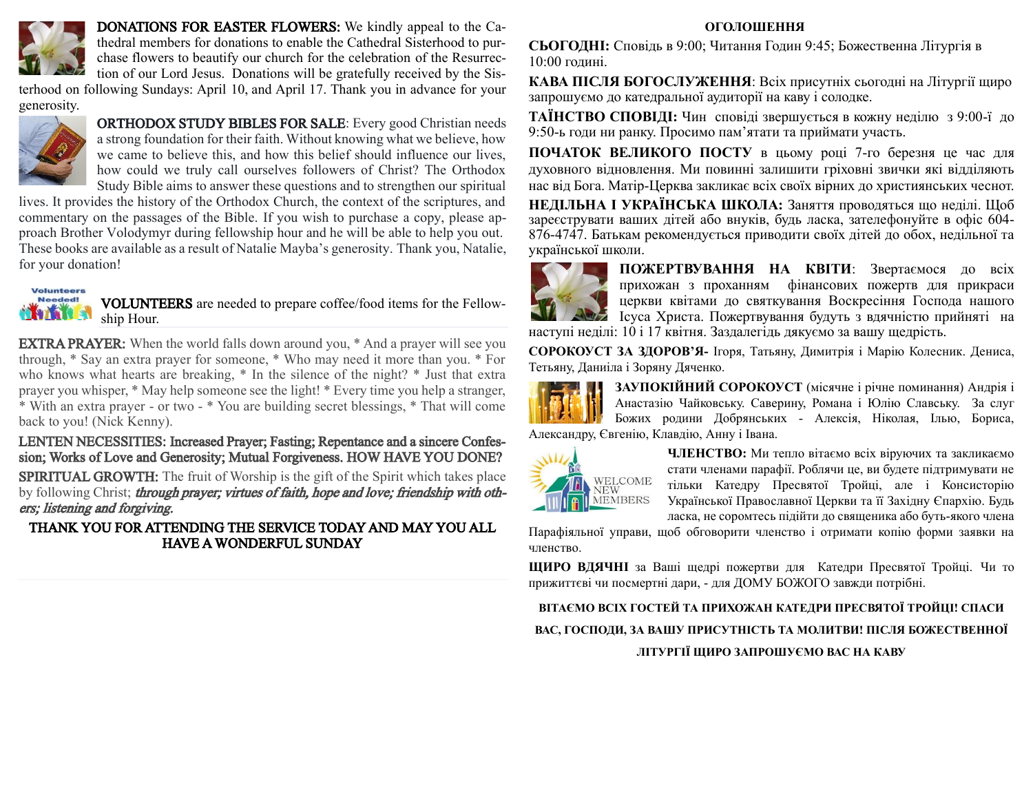**DONATIONS FOR EASTER FLOWERS:** We kindly appeal to the Cathedral members for donations to enable the Cathedral Sisterhood to purchase flowers to beautify our church for the celebration of the Resurrection of our Lord Jesus. Donations will be gratefully received by the Sisterhood on following Sundays: April 10, and April 17. Thank you in advance for your generosity.

**ORTHODOX STUDY BIBLES FOR SALE**: Every good Christian needs a strong foundation for their faith. Without knowing what we believe, how we came to believe this, and how this belief should influence our lives, how could we truly call ourselves followers of Christ? The Orthodox Study Bible aims to answer these questions and to strengthen our spiritual lives. It provides the history of the Orthodox Church, the context of the scriptures, and commentary on the passages of the Bible. If you wish to purchase a copy, please approach Brother Volodymyr during fellowship hour and he will be able to help you out. These books are available as a result of Natalie Mayba's generosity. Thank you, Natalie, for your donation!

Volunteers Needed!

**VOLUNTEERS** are needed to prepare coffee/food items for the Fellowship Hour.

**EXTRA PRAYER:** When the world falls down around you, * And a prayer will see you through, * Say an extra prayer for someone, * Who may need it more than you. * For who knows what hearts are breaking, * In the silence of the night? * Just that extra prayer you whisper, * May help someone see the light! * Every time you help a stranger, * With an extra prayer - or two - * You are building secret blessings, * That will come back to you! (Nick Kenny).

**LENTEN NECESSITIES: Increased Prayer; Fasting; Repentance and a sincere Confession; Works of Love and Generosity; Mutual Forgiveness. HOW HAVE YOU DONE?**

**SPIRITUAL GROWTH:** The fruit of Worship is the gift of the Spirit which takes place by following Christ; ***through prayer; virtues of faith, hope and love; friendship with others; listening and forgiving.***

**THANK YOU FOR ATTENDING THE SERVICE TODAY AND MAY YOU ALL HAVE A WONDERFUL SUNDAY**

## ОГОЛОШЕННЯ

**СЬОГОДНІ:** Сповідь в 9:00; Читання Годин 9:45; Божественна Літургія в 10:00 годині.

**КАВА ПІСЛЯ БОГОСЛУЖЕННЯ**: Всіх присутніх сьогодні на Літургії щиро запрошуємо до катедральної аудиторії на каву і солодке.

**ТАЇНСТВО СПОВІДІ:** Чин сповіді звершується в кожну неділю з 9:00-ї до 9:50-ь годи ни ранку. Просимо пам'ятати та приймати участь.

**ПОЧАТОК ВЕЛИКОГО ПОСТУ** в цьому році 7-го березня це час для духовного відновлення. Ми повинні залишити гріховні звички які відділяють нас від Бога. Матір-Церква закликає всіх своїх вірних до християнських чеснот.

**НЕДІЛЬНА І УКРАЇНСЬКА ШКОЛА:** Заняття проводяться що неділі. Щоб зареєструвати ваших дітей або внуків, будь ласка, зателефонуйте в офіс 604-876-4747. Батькам рекомендується приводити своїх дітей до обох, недільної та української школи.

**ПОЖЕРТВУВАННЯ НА КВІТИ**: Звертаємося до всіх прихожан з проханням фінансових пожертв для прикраси церкви квітами до святкування Воскресіння Господа нашого Ісуса Христа. Пожертвування будуть з вдячністю прийняті на наступі неділі: 10 і 17 квітня. Заздалегідь дякуємо за вашу щедрість.

**СОРОКОУСТ ЗА ЗДОРОВ'Я-** Ігоря, Татьяну, Димитрія і Марію Колесник. Дениса, Тетьяну, Даниіла і Зоряну Дяченко.

**ЗАУПОКІЙНИЙ СОРОКОУСТ** (місячне і річне поминання) Андрія і Анастазію Чайковську. Саверину, Романа і Юлію Славську. За слуг Божих родини Добрянських - Алексія, Ніколая, Ілью, Бориса, Александру, Євгенію, Клавдію, Анну і Івана.

WELCOME NEW MEMBERS

**ЧЛЕНСТВО:** Ми тепло вітаємо всіх віруючих та закликаємо стати членами парафії. Роблячи це, ви будете підтримувати не тільки Катедру Пресвятої Тройці, але і Консисторію Української Православної Церкви та її Західну Єпархію. Будь ласка, не соромтесь підійти до священика або буть-якого члена Парафіяльної управи, щоб обговорити членство і отримати копію форми заявки на членство.

**ЩИРО ВДЯЧНІ** за Ваші щедрі пожертви для Катедри Пресвятої Тройці. Чи то прижиттєві чи посмертні дари, - для ДОМУ БОЖОГО завжди потрібні.

**ВІТАЄМО ВСІХ ГОСТЕЙ ТА ПРИХОЖАН КАТЕДРИ ПРЕСВЯТОЇ ТРОЙЦІ! СПАСИ ВАС, ГОСПОДИ, ЗА ВАШУ ПРИСУТНІСТЬ ТА МОЛИТВИ! ПІСЛЯ БОЖЕСТВЕННОЇ ЛІТУРГІЇ ЩИРО ЗАПРОШУЄМО ВАС НА КАВУ**